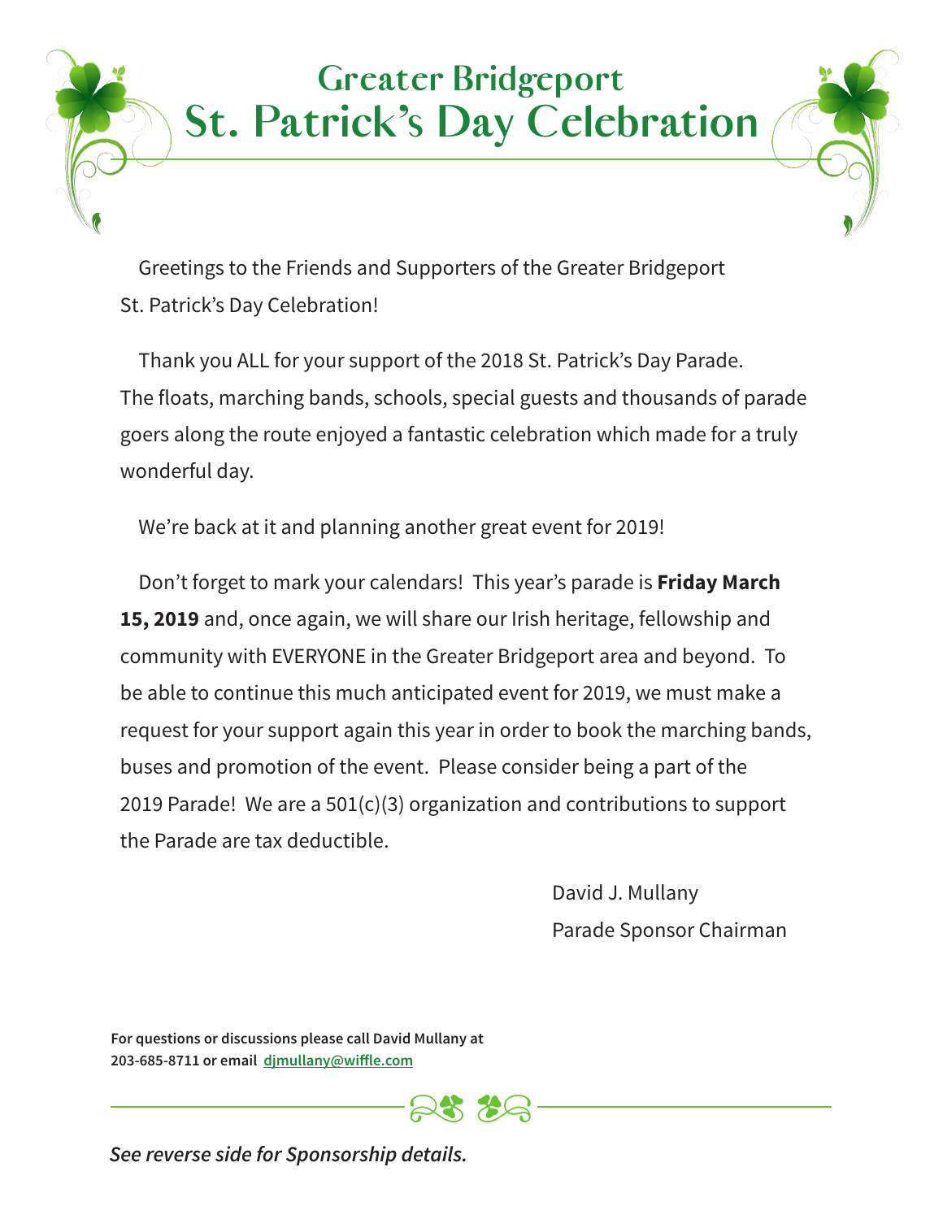# Greater Bridgeport
# St. Patrick's Day Celebration

Greetings to the Friends and Supporters of the Greater Bridgeport St. Patrick's Day Celebration!

Thank you ALL for your support of the 2018 St. Patrick's Day Parade. The floats, marching bands, schools, special guests and thousands of parade goers along the route enjoyed a fantastic celebration which made for a truly wonderful day.

We're back at it and planning another great event for 2019!

Don't forget to mark your calendars! This year's parade is **Friday March 15, 2019** and, once again, we will share our Irish heritage, fellowship and community with EVERYONE in the Greater Bridgeport area and beyond. To be able to continue this much anticipated event for 2019, we must make a request for your support again this year in order to book the marching bands, buses and promotion of the event. Please consider being a part of the 2019 Parade! We are a 501(c)(3) organization and contributions to support the Parade are tax deductible.

David J. Mullany
Parade Sponsor Chairman

**For questions or discussions please call David Mullany at 203-685-8711 or email djmullany@wiffle.com**

*See reverse side for Sponsorship details.*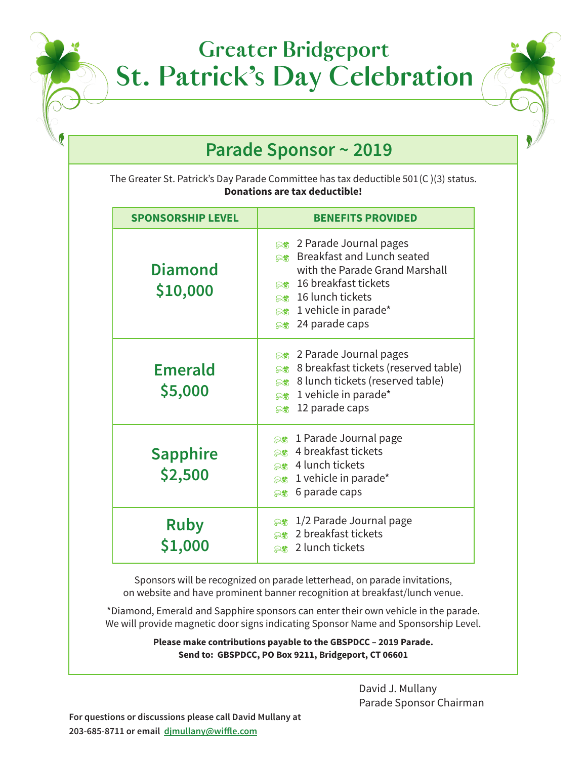# Greater Bridgeport
# St. Patrick's Day Celebration

## Parade Sponsor ~ 2019

The Greater St. Patrick's Day Parade Committee has tax deductible 501(C )(3) status.
**Donations are tax deductible!**

| SPONSORSHIP LEVEL | BENEFITS PROVIDED |
|---|---|
| **Diamond $10,000** | 2 Parade Journal pages<br>Breakfast and Lunch seated with the Parade Grand Marshall<br>16 breakfast tickets<br>16 lunch tickets<br>1 vehicle in parade*<br>24 parade caps |
| **Emerald $5,000** | 2 Parade Journal pages<br>8 breakfast tickets (reserved table)<br>8 lunch tickets (reserved table)<br>1 vehicle in parade*<br>12 parade caps |
| **Sapphire $2,500** | 1 Parade Journal page<br>4 breakfast tickets<br>4 lunch tickets<br>1 vehicle in parade*<br>6 parade caps |
| **Ruby $1,000** | 1/2 Parade Journal page<br>2 breakfast tickets<br>2 lunch tickets |

Sponsors will be recognized on parade letterhead, on parade invitations, on website and have prominent banner recognition at breakfast/lunch venue.

*Diamond, Emerald and Sapphire sponsors can enter their own vehicle in the parade. We will provide magnetic door signs indicating Sponsor Name and Sponsorship Level.

**Please make contributions payable to the GBSPDCC – 2019 Parade.**
**Send to: GBSPDCC, PO Box 9211, Bridgeport, CT 06601**

David J. Mullany
Parade Sponsor Chairman

**For questions or discussions please call David Mullany at 203-685-8711 or email djmullany@wiffle.com**